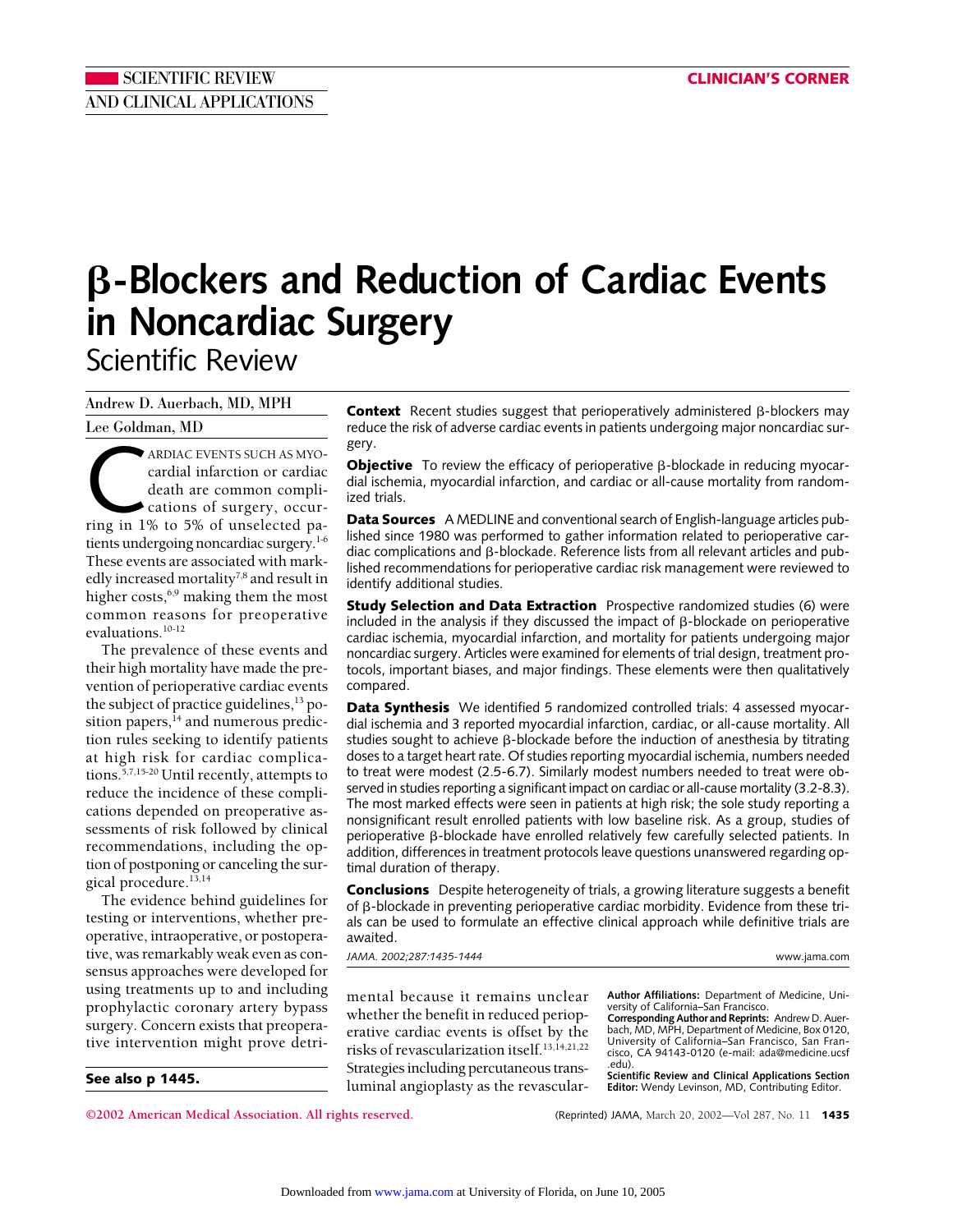SCIENTIFIC REVIEW AND CLINICAL APPLICATIONS

CLINICIAN'S CORNER

# β-Blockers and Reduction of Cardiac Events in Noncardiac Surgery

## Scientific Review

Andrew D. Auerbach, MD, MPH

Lee Goldman, MD

**Context** Recent studies suggest that perioperatively administered β-blockers may reduce the risk of adverse cardiac events in patients undergoing major noncardiac surgery.

**Objective** To review the efficacy of perioperative β-blockade in reducing myocardial ischemia, myocardial infarction, and cardiac or all-cause mortality from randomized trials.

**Data Sources** A MEDLINE and conventional search of English-language articles published since 1980 was performed to gather information related to perioperative cardiac complications and β-blockade. Reference lists from all relevant articles and published recommendations for perioperative cardiac risk management were reviewed to identify additional studies.

**Study Selection and Data Extraction** Prospective randomized studies (6) were included in the analysis if they discussed the impact of β-blockade on perioperative cardiac ischemia, myocardial infarction, and mortality for patients undergoing major noncardiac surgery. Articles were examined for elements of trial design, treatment protocols, important biases, and major findings. These elements were then qualitatively compared.

**Data Synthesis** We identified 5 randomized controlled trials: 4 assessed myocardial ischemia and 3 reported myocardial infarction, cardiac, or all-cause mortality. All studies sought to achieve β-blockade before the induction of anesthesia by titrating doses to a target heart rate. Of studies reporting myocardial ischemia, numbers needed to treat were modest (2.5-6.7). Similarly modest numbers needed to treat were observed in studies reporting a significant impact on cardiac or all-cause mortality (3.2-8.3). The most marked effects were seen in patients at high risk; the sole study reporting a nonsignificant result enrolled patients with low baseline risk. As a group, studies of perioperative β-blockade have enrolled relatively few carefully selected patients. In addition, differences in treatment protocols leave questions unanswered regarding optimal duration of therapy.

**Conclusions** Despite heterogeneity of trials, a growing literature suggests a benefit of β-blockade in preventing perioperative cardiac morbidity. Evidence from these trials can be used to formulate an effective clinical approach while definitive trials are awaited.

*JAMA. 2002;287:1435-1444* www.jama.com

Cardiac events such as myocardial infarction or cardiac death are common complications of surgery, occurring in 1% to 5% of unselected patients undergoing noncardiac surgery.[1-6] These events are associated with markedly increased mortality[7,8] and result in higher costs,[6,9] making them the most common reasons for preoperative evaluations.[10-12]

The prevalence of these events and their high mortality have made the prevention of perioperative cardiac events the subject of practice guidelines,[13] position papers,[14] and numerous prediction rules seeking to identify patients at high risk for cardiac complications.[5,7,15-20] Until recently, attempts to reduce the incidence of these complications depended on preoperative assessments of risk followed by clinical recommendations, including the option of postponing or canceling the surgical procedure.[13,14]

The evidence behind guidelines for testing or interventions, whether preoperative, intraoperative, or postoperative, was remarkably weak even as consensus approaches were developed for using treatments up to and including prophylactic coronary artery bypass surgery. Concern exists that preoperative intervention might prove detrimental because it remains unclear whether the benefit in reduced perioperative cardiac events is offset by the risks of revascularization itself.[13,14,21,22] Strategies including percutaneous transluminal angioplasty as the revascular-

**See also p 1445.**

**Author Affiliations:** Department of Medicine, University of California–San Francisco.

**Corresponding Author and Reprints:** Andrew D. Auerbach, MD, MPH, Department of Medicine, Box 0120, University of California–San Francisco, San Francisco, CA 94143-0120 (e-mail: ada@medicine.ucsf.edu).

**Scientific Review and Clinical Applications Section Editor:** Wendy Levinson, MD, Contributing Editor.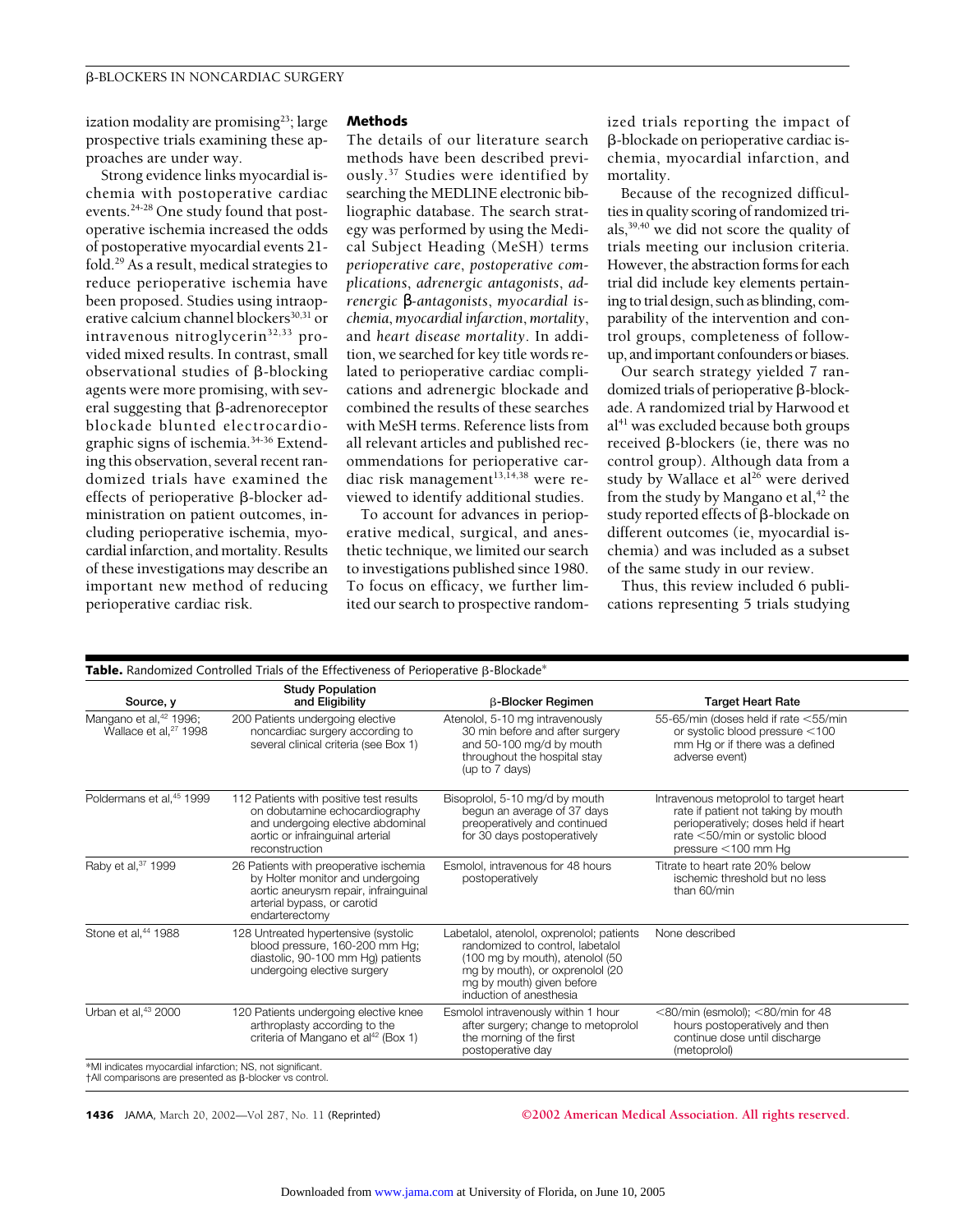ization modality are promising[23]; large prospective trials examining these approaches are under way.

Strong evidence links myocardial ischemia with postoperative cardiac events.[24-28] One study found that postoperative ischemia increased the odds of postoperative myocardial events 21-fold.[29] As a result, medical strategies to reduce perioperative ischemia have been proposed. Studies using intraoperative calcium channel blockers[30,31] or intravenous nitroglycerin[32,33] provided mixed results. In contrast, small observational studies of β-blocking agents were more promising, with several suggesting that β-adrenoreceptor blockade blunted electrocardiographic signs of ischemia.[34-36] Extending this observation, several recent randomized trials have examined the effects of perioperative β-blocker administration on patient outcomes, including perioperative ischemia, myocardial infarction, and mortality. Results of these investigations may describe an important new method of reducing perioperative cardiac risk.

## Methods

The details of our literature search methods have been described previously.[37] Studies were identified by searching the MEDLINE electronic bibliographic database. The search strategy was performed by using the Medical Subject Heading (MeSH) terms *perioperative care*, *postoperative complications*, *adrenergic antagonists*, *adrenergic β-antagonists*, *myocardial ischemia*, *myocardial infarction*, *mortality*, and *heart disease mortality*. In addition, we searched for key title words related to perioperative cardiac complications and adrenergic blockade and combined the results of these searches with MeSH terms. Reference lists from all relevant articles and published recommendations for perioperative cardiac risk management[13,14,38] were reviewed to identify additional studies.

To account for advances in perioperative medical, surgical, and anesthetic technique, we limited our search to investigations published since 1980. To focus on efficacy, we further limited our search to prospective randomized trials reporting the impact of β-blockade on perioperative cardiac ischemia, myocardial infarction, and mortality.

Because of the recognized difficulties in quality scoring of randomized trials,[39,40] we did not score the quality of trials meeting our inclusion criteria. However, the abstraction forms for each trial did include key elements pertaining to trial design, such as blinding, comparability of the intervention and control groups, completeness of follow-up, and important confounders or biases.

Our search strategy yielded 7 randomized trials of perioperative β-blockade. A randomized trial by Harwood et al[41] was excluded because both groups received β-blockers (ie, there was no control group). Although data from a study by Wallace et al[26] were derived from the study by Mangano et al,[42] the study reported effects of β-blockade on different outcomes (ie, myocardial ischemia) and was included as a subset of the same study in our review.

Thus, this review included 6 publications representing 5 trials studying

**Table.** Randomized Controlled Trials of the Effectiveness of Perioperative β-Blockade*

| Source, y | Study Population and Eligibility | β-Blocker Regimen | Target Heart Rate |
|---|---|---|---|
| Mangano et al,[42] 1996; Wallace et al,[27] 1998 | 200 Patients undergoing elective noncardiac surgery according to several clinical criteria (see Box 1) | Atenolol, 5-10 mg intravenously 30 min before and after surgery and 50-100 mg/d by mouth throughout the hospital stay (up to 7 days) | 55-65/min (doses held if rate <55/min or systolic blood pressure <100 mm Hg or if there was a defined adverse event) |
| Poldermans et al,[45] 1999 | 112 Patients with positive test results on dobutamine echocardiography and undergoing elective abdominal aortic or infrainguinal arterial reconstruction | Bisoprolol, 5-10 mg/d by mouth begun an average of 37 days preoperatively and continued for 30 days postoperatively | Intravenous metoprolol to target heart rate if patient not taking by mouth perioperatively; doses held if heart rate <50/min or systolic blood pressure <100 mm Hg |
| Raby et al,[37] 1999 | 26 Patients with preoperative ischemia by Holter monitor and undergoing aortic aneurysm repair, infrainguinal arterial bypass, or carotid endarterectomy | Esmolol, intravenous for 48 hours postoperatively | Titrate to heart rate 20% below ischemic threshold but no less than 60/min |
| Stone et al,[44] 1988 | 128 Untreated hypertensive (systolic blood pressure, 160-200 mm Hg; diastolic, 90-100 mm Hg) patients undergoing elective surgery | Labetalol, atenolol, oxprenolol; patients randomized to control, labetalol (100 mg by mouth), atenolol (50 mg by mouth), or oxprenolol (20 mg by mouth) given before induction of anesthesia | None described |
| Urban et al,[43] 2000 | 120 Patients undergoing elective knee arthroplasty according to the criteria of Mangano et al[42] (Box 1) | Esmolol intravenously within 1 hour after surgery; change to metoprolol the morning of the first postoperative day | <80/min (esmolol); <80/min for 48 hours postoperatively and then continue dose until discharge (metoprolol) |

*MI indicates myocardial infarction; NS, not significant.
†All comparisons are presented as β-blocker vs control.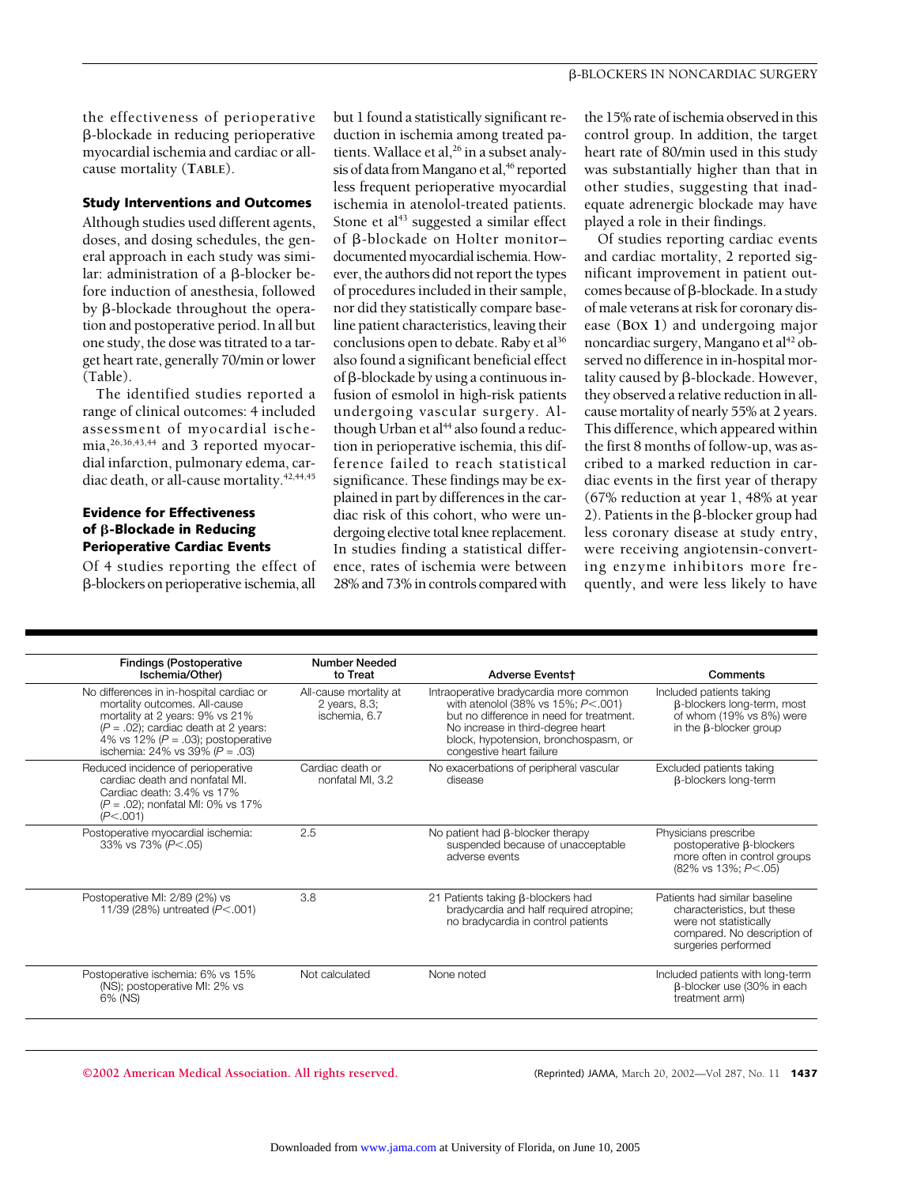the effectiveness of perioperative β-blockade in reducing perioperative myocardial ischemia and cardiac or all-cause mortality (**TABLE**).

### Study Interventions and Outcomes

Although studies used different agents, doses, and dosing schedules, the general approach in each study was similar: administration of a β-blocker before induction of anesthesia, followed by β-blockade throughout the operation and postoperative period. In all but one study, the dose was titrated to a target heart rate, generally 70/min or lower (Table).

The identified studies reported a range of clinical outcomes: 4 included assessment of myocardial ischemia,[26,36,43,44] and 3 reported myocardial infarction, pulmonary edema, cardiac death, or all-cause mortality.[42,44,45]

### Evidence for Effectiveness of β-Blockade in Reducing Perioperative Cardiac Events

Of 4 studies reporting the effect of β-blockers on perioperative ischemia, all but 1 found a statistically significant reduction in ischemia among treated patients. Wallace et al,[26] in a subset analysis of data from Mangano et al,[46] reported less frequent perioperative myocardial ischemia in atenolol-treated patients. Stone et al[43] suggested a similar effect of β-blockade on Holter monitor–documented myocardial ischemia. However, the authors did not report the types of procedures included in their sample, nor did they statistically compare baseline patient characteristics, leaving their conclusions open to debate. Raby et al[36] also found a significant beneficial effect of β-blockade by using a continuous infusion of esmolol in high-risk patients undergoing vascular surgery. Although Urban et al[44] also found a reduction in perioperative ischemia, this difference failed to reach statistical significance. These findings may be explained in part by differences in the cardiac risk of this cohort, who were undergoing elective total knee replacement. In studies finding a statistical difference, rates of ischemia were between 28% and 73% in controls compared with the 15% rate of ischemia observed in this control group. In addition, the target heart rate of 80/min used in this study was substantially higher than that in other studies, suggesting that inadequate adrenergic blockade may have played a role in their findings.

Of studies reporting cardiac events and cardiac mortality, 2 reported significant improvement in patient outcomes because of β-blockade. In a study of male veterans at risk for coronary disease (**BOX 1**) and undergoing major noncardiac surgery, Mangano et al[42] observed no difference in in-hospital mortality caused by β-blockade. However, they observed a relative reduction in all-cause mortality of nearly 55% at 2 years. This difference, which appeared within the first 8 months of follow-up, was ascribed to a marked reduction in cardiac events in the first year of therapy (67% reduction at year 1, 48% at year 2). Patients in the β-blocker group had less coronary disease at study entry, were receiving angiotensin-converting enzyme inhibitors more frequently, and were less likely to have

| Findings (Postoperative Ischemia/Other) | Number Needed to Treat | Adverse Events† | Comments |
|---|---|---|---|
| No differences in in-hospital cardiac or mortality outcomes. All-cause mortality at 2 years: 9% vs 21% ($P = .02$); cardiac death at 2 years: 4% vs 12% ($P = .03$); postoperative ischemia: 24% vs 39% ($P = .03$) | All-cause mortality at 2 years, 8.3; ischemia, 6.7 | Intraoperative bradycardia more common with atenolol (38% vs 15%; $P < .001$) but no difference in need for treatment. No increase in third-degree heart block, hypotension, bronchospasm, or congestive heart failure | Included patients taking β-blockers long-term, most of whom (19% vs 8%) were in the β-blocker group |
| Reduced incidence of perioperative cardiac death and nonfatal MI. Cardiac death: 3.4% vs 17% ($P = .02$); nonfatal MI: 0% vs 17% ($P < .001$) | Cardiac death or nonfatal MI, 3.2 | No exacerbations of peripheral vascular disease | Excluded patients taking β-blockers long-term |
| Postoperative myocardial ischemia: 33% vs 73% ($P < .05$) | 2.5 | No patient had β-blocker therapy suspended because of unacceptable adverse events | Physicians prescribe postoperative β-blockers more often in control groups (82% vs 13%; $P < .05$) |
| Postoperative MI: 2/89 (2%) vs 11/39 (28%) untreated ($P < .001$) | 3.8 | 21 Patients taking β-blockers had bradycardia and half required atropine; no bradycardia in control patients | Patients had similar baseline characteristics, but these were not statistically compared. No description of surgeries performed |
| Postoperative ischemia: 6% vs 15% (NS); postoperative MI: 2% vs 6% (NS) | Not calculated | None noted | Included patients with long-term β-blocker use (30% in each treatment arm) |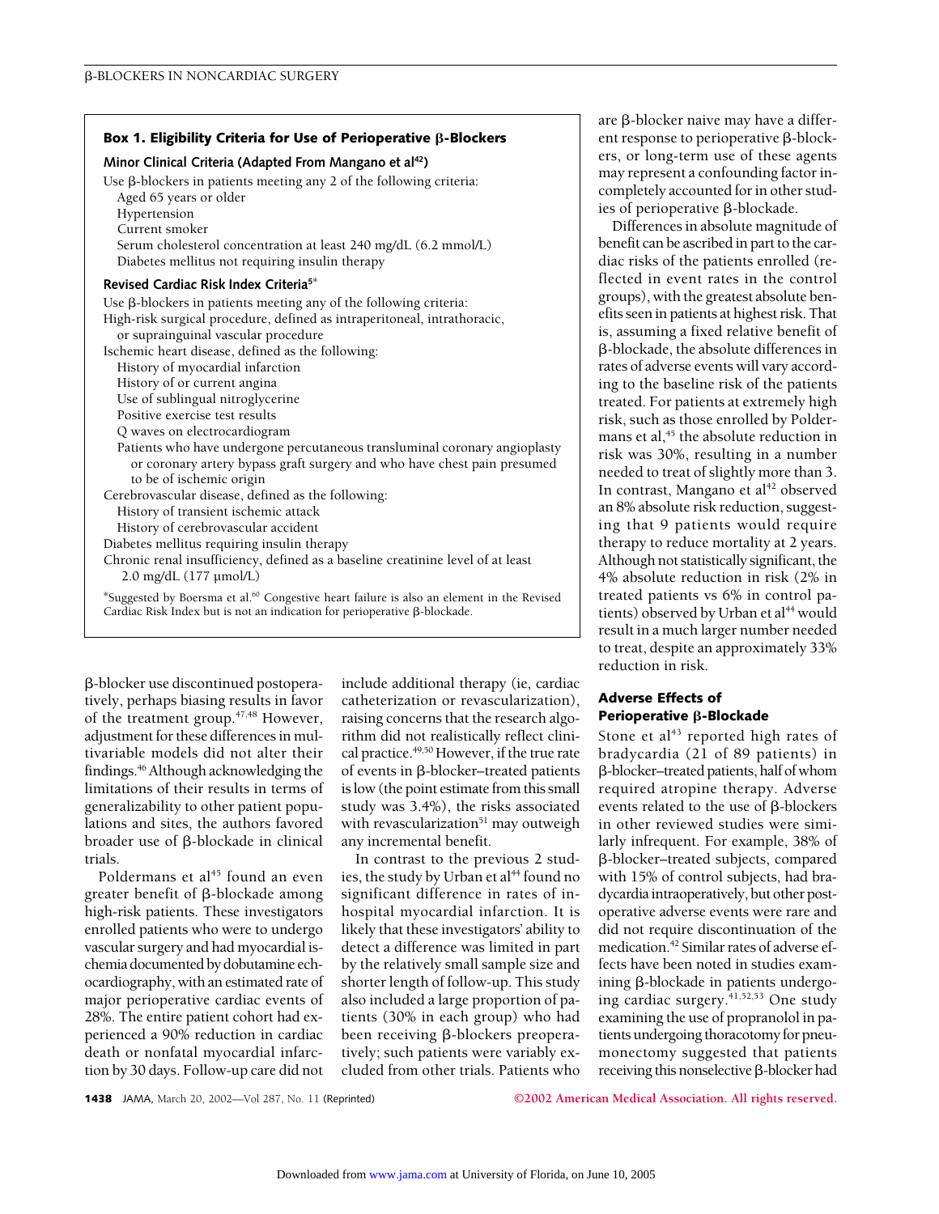## Box 1. Eligibility Criteria for Use of Perioperative β-Blockers

### Minor Clinical Criteria (Adapted From Mangano et al[42])

Use β-blockers in patients meeting any 2 of the following criteria:
- Aged 65 years or older
- Hypertension
- Current smoker
- Serum cholesterol concentration at least 240 mg/dL (6.2 mmol/L)
- Diabetes mellitus not requiring insulin therapy

### Revised Cardiac Risk Index Criteria[5]*

Use β-blockers in patients meeting any of the following criteria:
- High-risk surgical procedure, defined as intraperitoneal, intrathoracic, or suprainguinal vascular procedure
- Ischemic heart disease, defined as the following:
  - History of myocardial infarction
  - History of or current angina
  - Use of sublingual nitroglycerine
  - Positive exercise test results
  - Q waves on electrocardiogram
  - Patients who have undergone percutaneous transluminal coronary angioplasty or coronary artery bypass graft surgery and who have chest pain presumed to be of ischemic origin
- Cerebrovascular disease, defined as the following:
  - History of transient ischemic attack
  - History of cerebrovascular accident
- Diabetes mellitus requiring insulin therapy
- Chronic renal insufficiency, defined as a baseline creatinine level of at least 2.0 mg/dL (177 µmol/L)

*Suggested by Boersma et al.[60] Congestive heart failure is also an element in the Revised Cardiac Risk Index but is not an indication for perioperative β-blockade.

β-blocker use discontinued postoperatively, perhaps biasing results in favor of the treatment group.[47,48] However, adjustment for these differences in multivariable models did not alter their findings.[46] Although acknowledging the limitations of their results in terms of generalizability to other patient populations and sites, the authors favored broader use of β-blockade in clinical trials.

Poldermans et al[45] found an even greater benefit of β-blockade among high-risk patients. These investigators enrolled patients who were to undergo vascular surgery and had myocardial ischemia documented by dobutamine echocardiography, with an estimated rate of major perioperative cardiac events of 28%. The entire patient cohort had experienced a 90% reduction in cardiac death or nonfatal myocardial infarction by 30 days. Follow-up care did not include additional therapy (ie, cardiac catheterization or revascularization), raising concerns that the research algorithm did not realistically reflect clinical practice.[49,50] However, if the true rate of events in β-blocker–treated patients is low (the point estimate from this small study was 3.4%), the risks associated with revascularization[51] may outweigh any incremental benefit.

In contrast to the previous 2 studies, the study by Urban et al[44] found no significant difference in rates of in-hospital myocardial infarction. It is likely that these investigators' ability to detect a difference was limited in part by the relatively small sample size and shorter length of follow-up. This study also included a large proportion of patients (30% in each group) who had been receiving β-blockers preoperatively; such patients were variably excluded from other trials. Patients who are β-blocker naive may have a different response to perioperative β-blockers, or long-term use of these agents may represent a confounding factor incompletely accounted for in other studies of perioperative β-blockade.

Differences in absolute magnitude of benefit can be ascribed in part to the cardiac risks of the patients enrolled (reflected in event rates in the control groups), with the greatest absolute benefits seen in patients at highest risk. That is, assuming a fixed relative benefit of β-blockade, the absolute differences in rates of adverse events will vary according to the baseline risk of the patients treated. For patients at extremely high risk, such as those enrolled by Poldermans et al,[45] the absolute reduction in risk was 30%, resulting in a number needed to treat of slightly more than 3. In contrast, Mangano et al[42] observed an 8% absolute risk reduction, suggesting that 9 patients would require therapy to reduce mortality at 2 years. Although not statistically significant, the 4% absolute reduction in risk (2% in treated patients vs 6% in control patients) observed by Urban et al[44] would result in a much larger number needed to treat, despite an approximately 33% reduction in risk.

## Adverse Effects of Perioperative β-Blockade

Stone et al[43] reported high rates of bradycardia (21 of 89 patients) in β-blocker–treated patients, half of whom required atropine therapy. Adverse events related to the use of β-blockers in other reviewed studies were similarly infrequent. For example, 38% of β-blocker–treated subjects, compared with 15% of control subjects, had bradycardia intraoperatively, but other postoperative adverse events were rare and did not require discontinuation of the medication.[42] Similar rates of adverse effects have been noted in studies examining β-blockade in patients undergoing cardiac surgery.[41,52,53] One study examining the use of propranolol in patients undergoing thoracotomy for pneumonectomy suggested that patients receiving this nonselective β-blocker had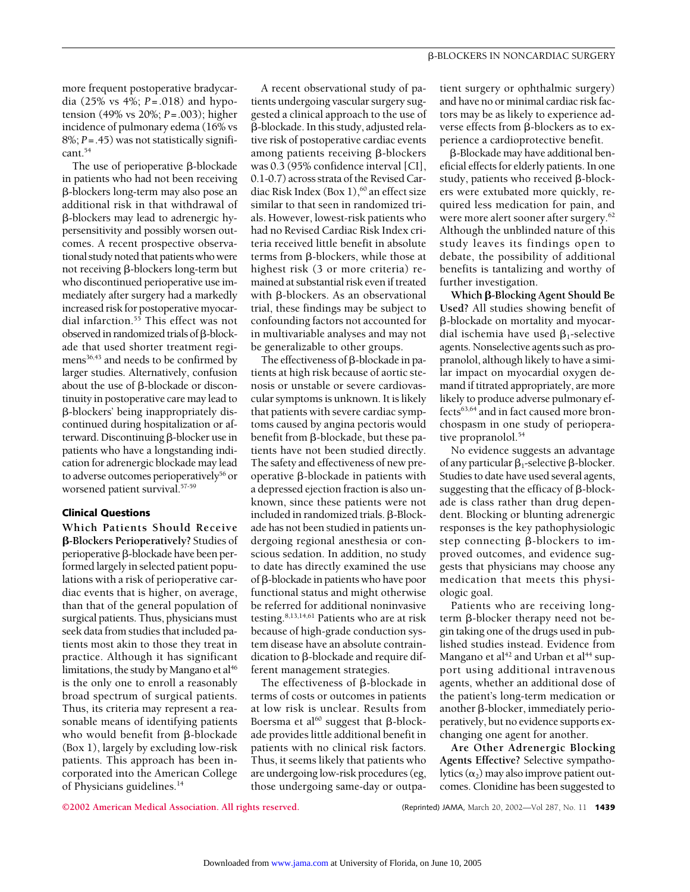more frequent postoperative bradycardia (25% vs 4%; $P = .018$) and hypotension (49% vs 20%; $P = .003$); higher incidence of pulmonary edema (16% vs 8%; $P = .45$) was not statistically significant.[54]

The use of perioperative β-blockade in patients who had not been receiving β-blockers long-term may also pose an additional risk in that withdrawal of β-blockers may lead to adrenergic hypersensitivity and possibly worsen outcomes. A recent prospective observational study noted that patients who were not receiving β-blockers long-term but who discontinued perioperative use immediately after surgery had a markedly increased risk for postoperative myocardial infarction.[55] This effect was not observed in randomized trials of β-blockade that used shorter treatment regimens[36,43] and needs to be confirmed by larger studies. Alternatively, confusion about the use of β-blockade or discontinuity in postoperative care may lead to β-blockers' being inappropriately discontinued during hospitalization or afterward. Discontinuing β-blocker use in patients who have a longstanding indication for adrenergic blockade may lead to adverse outcomes perioperatively[56] or worsened patient survival.[57-59]

## Clinical Questions

**Which Patients Should Receive β-Blockers Perioperatively?** Studies of perioperative β-blockade have been performed largely in selected patient populations with a risk of perioperative cardiac events that is higher, on average, than that of the general population of surgical patients. Thus, physicians must seek data from studies that included patients most akin to those they treat in practice. Although it has significant limitations, the study by Mangano et al[46] is the only one to enroll a reasonably broad spectrum of surgical patients. Thus, its criteria may represent a reasonable means of identifying patients who would benefit from β-blockade (Box 1), largely by excluding low-risk patients. This approach has been incorporated into the American College of Physicians guidelines.[14]

A recent observational study of patients undergoing vascular surgery suggested a clinical approach to the use of β-blockade. In this study, adjusted relative risk of postoperative cardiac events among patients receiving β-blockers was 0.3 (95% confidence interval [CI], 0.1-0.7) across strata of the Revised Cardiac Risk Index (Box 1),[60] an effect size similar to that seen in randomized trials. However, lowest-risk patients who had no Revised Cardiac Risk Index criteria received little benefit in absolute terms from β-blockers, while those at highest risk (3 or more criteria) remained at substantial risk even if treated with β-blockers. As an observational trial, these findings may be subject to confounding factors not accounted for in multivariable analyses and may not be generalizable to other groups.

The effectiveness of β-blockade in patients at high risk because of aortic stenosis or unstable or severe cardiovascular symptoms is unknown. It is likely that patients with severe cardiac symptoms caused by angina pectoris would benefit from β-blockade, but these patients have not been studied directly. The safety and effectiveness of new preoperative β-blockade in patients with a depressed ejection fraction is also unknown, since these patients were not included in randomized trials. β-Blockade has not been studied in patients undergoing regional anesthesia or conscious sedation. In addition, no study to date has directly examined the use of β-blockade in patients who have poor functional status and might otherwise be referred for additional noninvasive testing.[8,13,14,61] Patients who are at risk because of high-grade conduction system disease have an absolute contraindication to β-blockade and require different management strategies.

The effectiveness of β-blockade in terms of costs or outcomes in patients at low risk is unclear. Results from Boersma et al[60] suggest that β-blockade provides little additional benefit in patients with no clinical risk factors. Thus, it seems likely that patients who are undergoing low-risk procedures (eg, those undergoing same-day or outpatient surgery or ophthalmic surgery) and have no or minimal cardiac risk factors may be as likely to experience adverse effects from β-blockers as to experience a cardioprotective benefit.

β-Blockade may have additional beneficial effects for elderly patients. In one study, patients who received β-blockers were extubated more quickly, required less medication for pain, and were more alert sooner after surgery.[62] Although the unblinded nature of this study leaves its findings open to debate, the possibility of additional benefits is tantalizing and worthy of further investigation.

**Which β-Blocking Agent Should Be Used?** All studies showing benefit of β-blockade on mortality and myocardial ischemia have used $\beta_1$-selective agents. Nonselective agents such as propranolol, although likely to have a similar impact on myocardial oxygen demand if titrated appropriately, are more likely to produce adverse pulmonary effects[63,64] and in fact caused more bronchospasm in one study of perioperative propranolol.[54]

No evidence suggests an advantage of any particular $\beta_1$-selective β-blocker. Studies to date have used several agents, suggesting that the efficacy of β-blockade is class rather than drug dependent. Blocking or blunting adrenergic responses is the key pathophysiologic step connecting β-blockers to improved outcomes, and evidence suggests that physicians may choose any medication that meets this physiologic goal.

Patients who are receiving long-term β-blocker therapy need not begin taking one of the drugs used in published studies instead. Evidence from Mangano et al[42] and Urban et al[44] support using additional intravenous agents, whether an additional dose of the patient's long-term medication or another β-blocker, immediately perioperatively, but no evidence supports exchanging one agent for another.

**Are Other Adrenergic Blocking Agents Effective?** Selective sympatholytics ($\alpha_2$) may also improve patient outcomes. Clonidine has been suggested to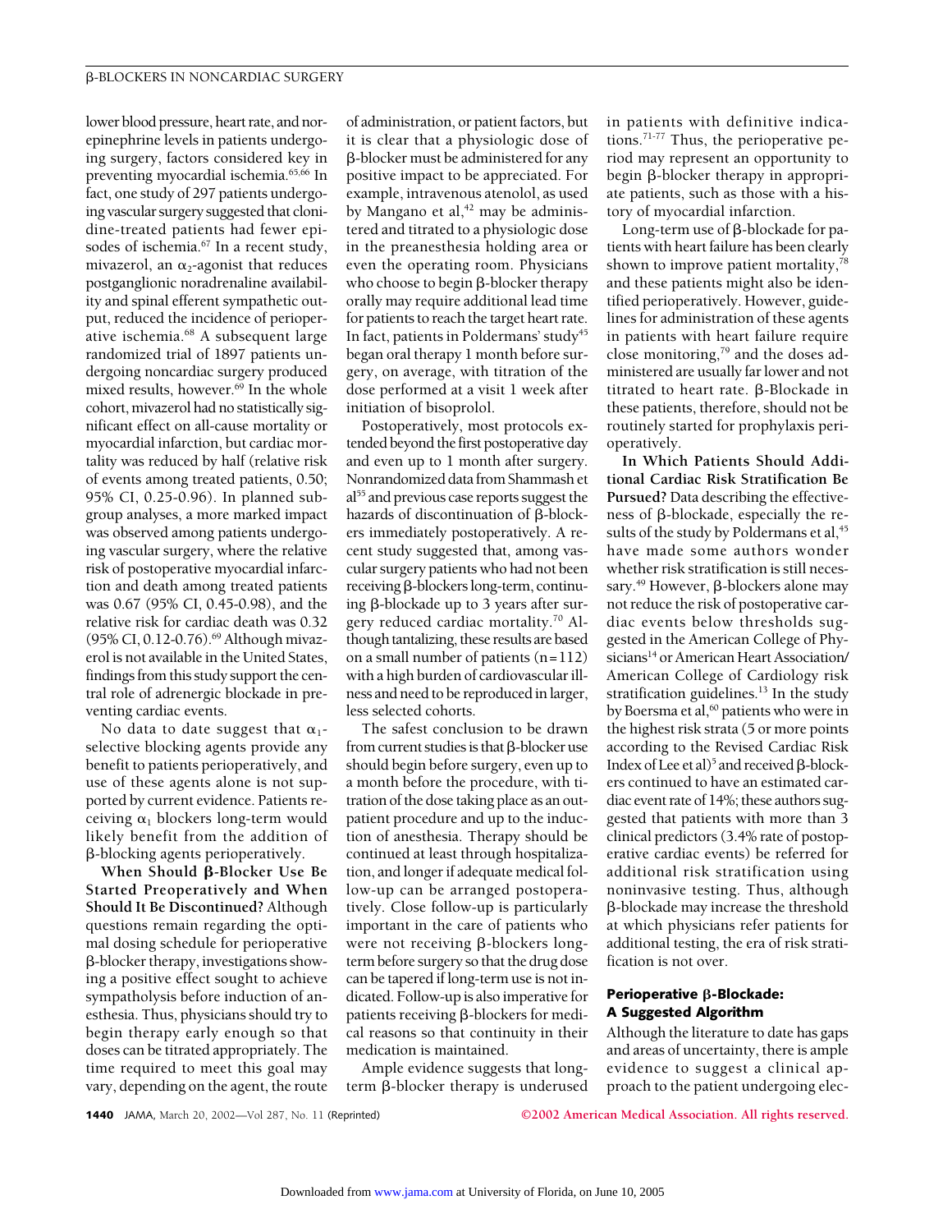lower blood pressure, heart rate, and norepinephrine levels in patients undergoing surgery, factors considered key in preventing myocardial ischemia.[65,66] In fact, one study of 297 patients undergoing vascular surgery suggested that clonidine-treated patients had fewer episodes of ischemia.[67] In a recent study, mivazerol, an $\alpha_2$-agonist that reduces postganglionic noradrenaline availability and spinal efferent sympathetic output, reduced the incidence of perioperative ischemia.[68] A subsequent large randomized trial of 1897 patients undergoing noncardiac surgery produced mixed results, however.[69] In the whole cohort, mivazerol had no statistically significant effect on all-cause mortality or myocardial infarction, but cardiac mortality was reduced by half (relative risk of events among treated patients, 0.50; 95% CI, 0.25-0.96). In planned subgroup analyses, a more marked impact was observed among patients undergoing vascular surgery, where the relative risk of postoperative myocardial infarction and death among treated patients was 0.67 (95% CI, 0.45-0.98), and the relative risk for cardiac death was 0.32 (95% CI, 0.12-0.76).[69] Although mivazerol is not available in the United States, findings from this study support the central role of adrenergic blockade in preventing cardiac events.

No data to date suggest that $\alpha_1$-selective blocking agents provide any benefit to patients perioperatively, and use of these agents alone is not supported by current evidence. Patients receiving $\alpha_1$ blockers long-term would likely benefit from the addition of β-blocking agents perioperatively.

**When Should β-Blocker Use Be Started Preoperatively and When Should It Be Discontinued?** Although questions remain regarding the optimal dosing schedule for perioperative β-blocker therapy, investigations showing a positive effect sought to achieve sympatholysis before induction of anesthesia. Thus, physicians should try to begin therapy early enough so that doses can be titrated appropriately. The time required to meet this goal may vary, depending on the agent, the route of administration, or patient factors, but it is clear that a physiologic dose of β-blocker must be administered for any positive impact to be appreciated. For example, intravenous atenolol, as used by Mangano et al,[42] may be administered and titrated to a physiologic dose in the preanesthesia holding area or even the operating room. Physicians who choose to begin β-blocker therapy orally may require additional lead time for patients to reach the target heart rate. In fact, patients in Poldermans' study[45] began oral therapy 1 month before surgery, on average, with titration of the dose performed at a visit 1 week after initiation of bisoprolol.

Postoperatively, most protocols extended beyond the first postoperative day and even up to 1 month after surgery. Nonrandomized data from Shammash et al[55] and previous case reports suggest the hazards of discontinuation of β-blockers immediately postoperatively. A recent study suggested that, among vascular surgery patients who had not been receiving β-blockers long-term, continuing β-blockade up to 3 years after surgery reduced cardiac mortality.[70] Although tantalizing, these results are based on a small number of patients (n=112) with a high burden of cardiovascular illness and need to be reproduced in larger, less selected cohorts.

The safest conclusion to be drawn from current studies is that β-blocker use should begin before surgery, even up to a month before the procedure, with titration of the dose taking place as an outpatient procedure and up to the induction of anesthesia. Therapy should be continued at least through hospitalization, and longer if adequate medical follow-up can be arranged postoperatively. Close follow-up is particularly important in the care of patients who were not receiving β-blockers long-term before surgery so that the drug dose can be tapered if long-term use is not indicated. Follow-up is also imperative for patients receiving β-blockers for medical reasons so that continuity in their medication is maintained.

Ample evidence suggests that long-term β-blocker therapy is underused in patients with definitive indications.[71-77] Thus, the perioperative period may represent an opportunity to begin β-blocker therapy in appropriate patients, such as those with a history of myocardial infarction.

Long-term use of β-blockade for patients with heart failure has been clearly shown to improve patient mortality,[78] and these patients might also be identified perioperatively. However, guidelines for administration of these agents in patients with heart failure require close monitoring,[79] and the doses administered are usually far lower and not titrated to heart rate. β-Blockade in these patients, therefore, should not be routinely started for prophylaxis perioperatively.

**In Which Patients Should Additional Cardiac Risk Stratification Be Pursued?** Data describing the effectiveness of β-blockade, especially the results of the study by Poldermans et al,[45] have made some authors wonder whether risk stratification is still necessary.[49] However, β-blockers alone may not reduce the risk of postoperative cardiac events below thresholds suggested in the American College of Physicians[14] or American Heart Association/American College of Cardiology risk stratification guidelines.[13] In the study by Boersma et al,[60] patients who were in the highest risk strata (5 or more points according to the Revised Cardiac Risk Index of Lee et al)[5] and received β-blockers continued to have an estimated cardiac event rate of 14%; these authors suggested that patients with more than 3 clinical predictors (3.4% rate of postoperative cardiac events) be referred for additional risk stratification using noninvasive testing. Thus, although β-blockade may increase the threshold at which physicians refer patients for additional testing, the era of risk stratification is not over.

### Perioperative β-Blockade: A Suggested Algorithm

Although the literature to date has gaps and areas of uncertainty, there is ample evidence to suggest a clinical approach to the patient undergoing elec-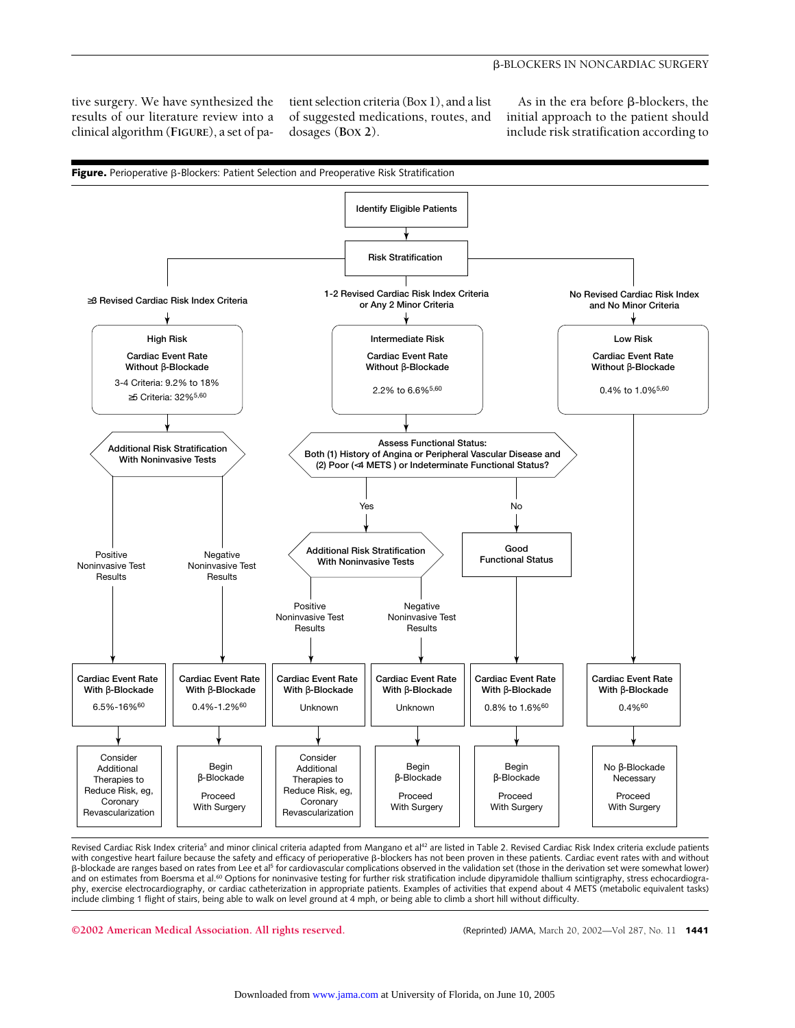tive surgery. We have synthesized the results of our literature review into a clinical algorithm (FIGURE), a set of patient selection criteria (Box 1), and a list of suggested medications, routes, and dosages (BOX 2).

As in the era before β-blockers, the initial approach to the patient should include risk stratification according to

**Figure.** Perioperative β-Blockers: Patient Selection and Preoperative Risk Stratification

Identify Eligible Patients → Risk Stratification

**≥3 Revised Cardiac Risk Index Criteria**
- High Risk — Cardiac Event Rate Without β-Blockade: 3-4 Criteria: 9.2% to 18%; ≥5 Criteria: 32%[5,60]
- Additional Risk Stratification With Noninvasive Tests
  - Positive Noninvasive Test Results → Cardiac Event Rate With β-Blockade 6.5%-16%[60] → Consider Additional Therapies to Reduce Risk, eg, Coronary Revascularization
  - Negative Noninvasive Test Results → Cardiac Event Rate With β-Blockade 0.4%-1.2%[60] → Begin β-Blockade; Proceed With Surgery

**1-2 Revised Cardiac Risk Index Criteria or Any 2 Minor Criteria**
- Intermediate Risk — Cardiac Event Rate Without β-Blockade 2.2% to 6.6%[5,60]
- Assess Functional Status: Both (1) History of Angina or Peripheral Vascular Disease and (2) Poor (<4 METS) or Indeterminate Functional Status?
  - Yes → Additional Risk Stratification With Noninvasive Tests
    - Positive Noninvasive Test Results → Cardiac Event Rate With β-Blockade Unknown → Consider Additional Therapies to Reduce Risk, eg, Coronary Revascularization
    - Negative Noninvasive Test Results → Cardiac Event Rate With β-Blockade Unknown → Begin β-Blockade; Proceed With Surgery
  - No → Good Functional Status → Cardiac Event Rate With β-Blockade 0.8% to 1.6%[60] → Begin β-Blockade; Proceed With Surgery

**No Revised Cardiac Risk Index and No Minor Criteria**
- Low Risk — Cardiac Event Rate Without β-Blockade 0.4% to 1.0%[5,60]
- Cardiac Event Rate With β-Blockade 0.4%[60] → No β-Blockade Necessary; Proceed With Surgery

Revised Cardiac Risk Index criteria[5] and minor clinical criteria adapted from Mangano et al[42] are listed in Table 2. Revised Cardiac Risk Index criteria exclude patients with congestive heart failure because the safety and efficacy of perioperative β-blockers has not been proven in these patients. Cardiac event rates with and without β-blockade are ranges based on rates from Lee et al[5] for cardiovascular complications observed in the validation set (those in the derivation set were somewhat lower) and on estimates from Boersma et al.[60] Options for noninvasive testing for further risk stratification include dipyramidole thallium scintigraphy, stress echocardiography, exercise electrocardiography, or cardiac catheterization in appropriate patients. Examples of activities that expend about 4 METS (metabolic equivalent tasks) include climbing 1 flight of stairs, being able to walk on level ground at 4 mph, or being able to climb a short hill without difficulty.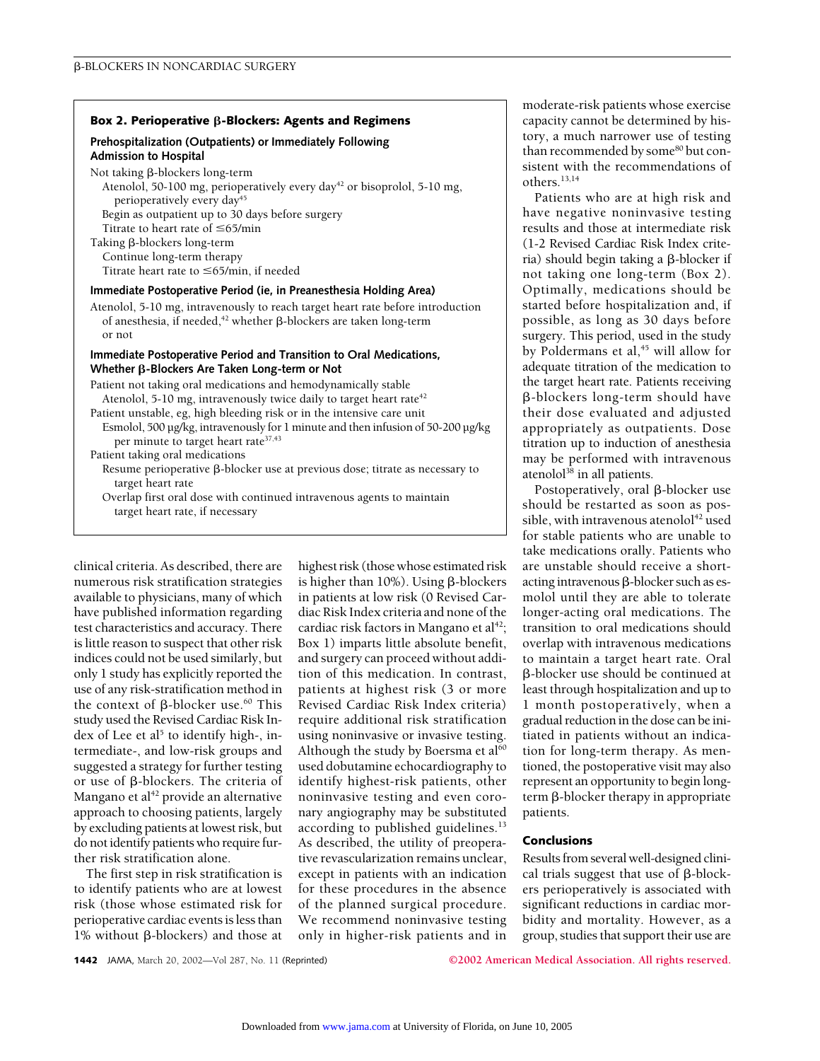**Box 2. Perioperative β-Blockers: Agents and Regimens**

**Prehospitalization (Outpatients) or Immediately Following Admission to Hospital**

Not taking β-blockers long-term
- Atenolol, 50-100 mg, perioperatively every day[42] or bisoprolol, 5-10 mg, perioperatively every day[45]
- Begin as outpatient up to 30 days before surgery
- Titrate to heart rate of ≤65/min

Taking β-blockers long-term
- Continue long-term therapy
- Titrate heart rate to ≤65/min, if needed

**Immediate Postoperative Period (ie, in Preanesthesia Holding Area)**

Atenolol, 5-10 mg, intravenously to reach target heart rate before introduction of anesthesia, if needed,[42] whether β-blockers are taken long-term or not

**Immediate Postoperative Period and Transition to Oral Medications, Whether β-Blockers Are Taken Long-term or Not**

Patient not taking oral medications and hemodynamically stable
- Atenolol, 5-10 mg, intravenously twice daily to target heart rate[42]

Patient unstable, eg, high bleeding risk or in the intensive care unit
- Esmolol, 500 μg/kg, intravenously for 1 minute and then infusion of 50-200 μg/kg per minute to target heart rate[37,43]

Patient taking oral medications
- Resume perioperative β-blocker use at previous dose; titrate as necessary to target heart rate
- Overlap first oral dose with continued intravenous agents to maintain target heart rate, if necessary

clinical criteria. As described, there are numerous risk stratification strategies available to physicians, many of which have published information regarding test characteristics and accuracy. There is little reason to suspect that other risk indices could not be used similarly, but only 1 study has explicitly reported the use of any risk-stratification method in the context of β-blocker use.[60] This study used the Revised Cardiac Risk Index of Lee et al[5] to identify high-, intermediate-, and low-risk groups and suggested a strategy for further testing or use of β-blockers. The criteria of Mangano et al[42] provide an alternative approach to choosing patients, largely by excluding patients at lowest risk, but do not identify patients who require further risk stratification alone.

The first step in risk stratification is to identify patients who are at lowest risk (those whose estimated risk for perioperative cardiac events is less than 1% without β-blockers) and those at highest risk (those whose estimated risk is higher than 10%). Using β-blockers in patients at low risk (0 Revised Cardiac Risk Index criteria and none of the cardiac risk factors in Mangano et al[42]; Box 1) imparts little absolute benefit, and surgery can proceed without addition of this medication. In contrast, patients at highest risk (3 or more Revised Cardiac Risk Index criteria) require additional risk stratification using noninvasive or invasive testing. Although the study by Boersma et al[60] used dobutamine echocardiography to identify highest-risk patients, other noninvasive testing and even coronary angiography may be substituted according to published guidelines.[13] As described, the utility of preoperative revascularization remains unclear, except in patients with an indication for these procedures in the absence of the planned surgical procedure. We recommend noninvasive testing only in higher-risk patients and in moderate-risk patients whose exercise capacity cannot be determined by history, a much narrower use of testing than recommended by some[80] but consistent with the recommendations of others.[13,14]

Patients who are at high risk and have negative noninvasive testing results and those at intermediate risk (1-2 Revised Cardiac Risk Index criteria) should begin taking a β-blocker if not taking one long-term (Box 2). Optimally, medications should be started before hospitalization and, if possible, as long as 30 days before surgery. This period, used in the study by Poldermans et al,[45] will allow for adequate titration of the medication to the target heart rate. Patients receiving β-blockers long-term should have their dose evaluated and adjusted appropriately as outpatients. Dose titration up to induction of anesthesia may be performed with intravenous atenolol[38] in all patients.

Postoperatively, oral β-blocker use should be restarted as soon as possible, with intravenous atenolol[42] used for stable patients who are unable to take medications orally. Patients who are unstable should receive a short-acting intravenous β-blocker such as esmolol until they are able to tolerate longer-acting oral medications. The transition to oral medications should overlap with intravenous medications to maintain a target heart rate. Oral β-blocker use should be continued at least through hospitalization and up to 1 month postoperatively, when a gradual reduction in the dose can be initiated in patients without an indication for long-term therapy. As mentioned, the postoperative visit may also represent an opportunity to begin long-term β-blocker therapy in appropriate patients.

## Conclusions

Results from several well-designed clinical trials suggest that use of β-blockers perioperatively is associated with significant reductions in cardiac morbidity and mortality. However, as a group, studies that support their use are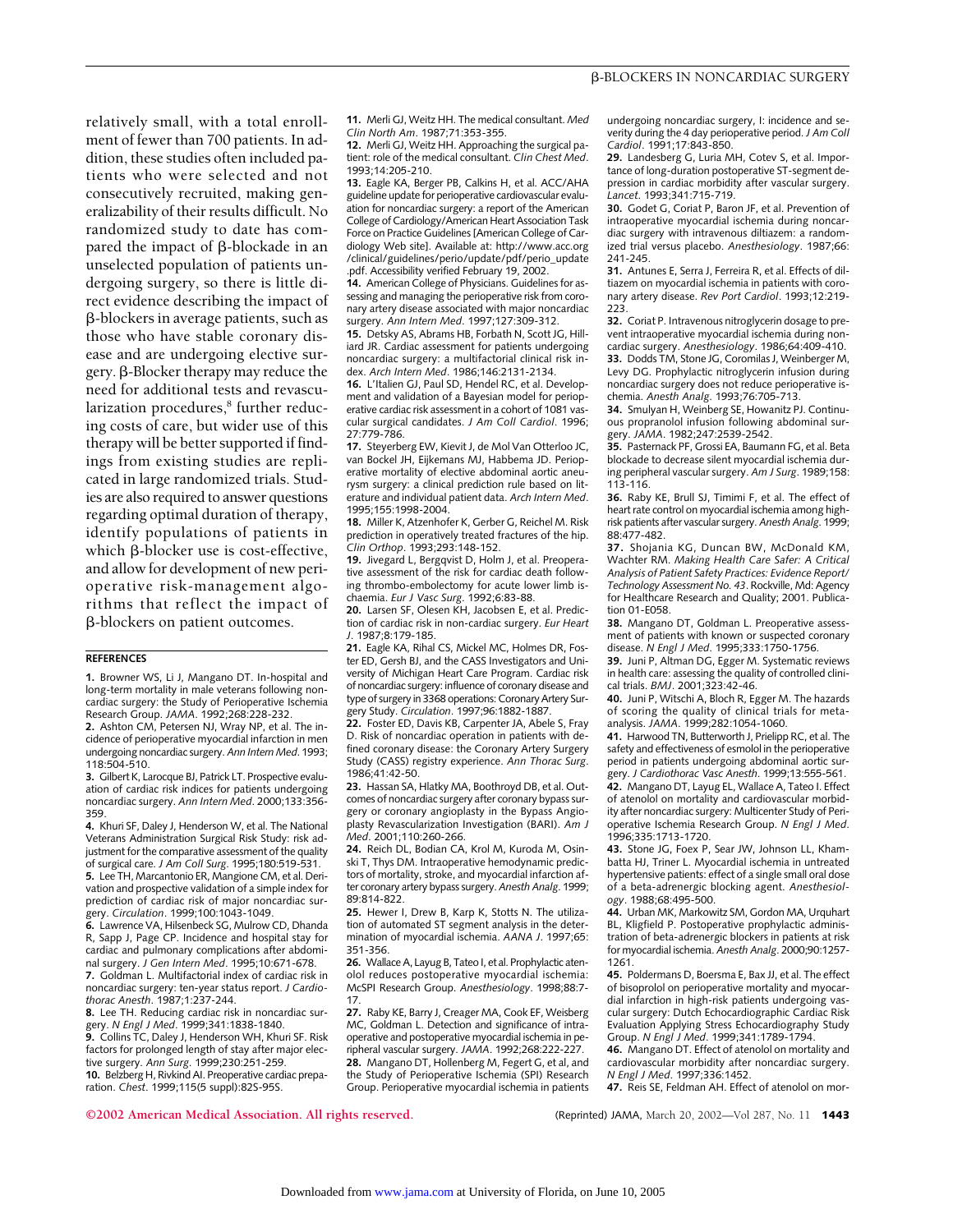relatively small, with a total enrollment of fewer than 700 patients. In addition, these studies often included patients who were selected and not consecutively recruited, making generalizability of their results difficult. No randomized study to date has compared the impact of β-blockade in an unselected population of patients undergoing surgery, so there is little direct evidence describing the impact of β-blockers in average patients, such as those who have stable coronary disease and are undergoing elective surgery. β-Blocker therapy may reduce the need for additional tests and revascularization procedures,[8] further reducing costs of care, but wider use of this therapy will be better supported if findings from existing studies are replicated in large randomized trials. Studies are also required to answer questions regarding optimal duration of therapy, identify populations of patients in which β-blocker use is cost-effective, and allow for development of new perioperative risk-management algorithms that reflect the impact of β-blockers on patient outcomes.

## REFERENCES

1. Browner WS, Li J, Mangano DT. In-hospital and long-term mortality in male veterans following noncardiac surgery: the Study of Perioperative Ischemia Research Group. *JAMA*. 1992;268:228-232.
2. Ashton CM, Petersen NJ, Wray NP, et al. The incidence of perioperative myocardial infarction in men undergoing noncardiac surgery. *Ann Intern Med*. 1993;118:504-510.
3. Gilbert K, Larocque BJ, Patrick LT. Prospective evaluation of cardiac risk indices for patients undergoing noncardiac surgery. *Ann Intern Med*. 2000;133:356-359.
4. Khuri SF, Daley J, Henderson W, et al. The National Veterans Administration Surgical Risk Study: risk adjustment for the comparative assessment of the quality of surgical care. *J Am Coll Surg*. 1995;180:519-531.
5. Lee TH, Marcantonio ER, Mangione CM, et al. Derivation and prospective validation of a simple index for prediction of cardiac risk of major noncardiac surgery. *Circulation*. 1999;100:1043-1049.
6. Lawrence VA, Hilsenbeck SG, Mulrow CD, Dhanda R, Sapp J, Page CP. Incidence and hospital stay for cardiac and pulmonary complications after abdominal surgery. *J Gen Intern Med*. 1995;10:671-678.
7. Goldman L. Multifactorial index of cardiac risk in noncardiac surgery: ten-year status report. *J Cardiothorac Anesth*. 1987;1:237-244.
8. Lee TH. Reducing cardiac risk in noncardiac surgery. *N Engl J Med*. 1999;341:1838-1840.
9. Collins TC, Daley J, Henderson WH, Khuri SF. Risk factors for prolonged length of stay after major elective surgery. *Ann Surg*. 1999;230:251-259.
10. Belzberg H, Rivkind AI. Preoperative cardiac preparation. *Chest*. 1999;115(5 suppl):82S-95S.
11. Merli GJ, Weitz HH. The medical consultant. *Med Clin North Am*. 1987;71:353-355.
12. Merli GJ, Weitz HH. Approaching the surgical patient: role of the medical consultant. *Clin Chest Med*. 1993;14:205-210.
13. Eagle KA, Berger PB, Calkins H, et al. ACC/AHA guideline update for perioperative cardiovascular evaluation for noncardiac surgery: a report of the American College of Cardiology/American Heart Association Task Force on Practice Guidelines [American College of Cardiology Web site]. Available at: http://www.acc.org/clinical/guidelines/perio/update/pdf/perio_update.pdf. Accessibility verified February 19, 2002.
14. American College of Physicians. Guidelines for assessing and managing the perioperative risk from coronary artery disease associated with major noncardiac surgery. *Ann Intern Med*. 1997;127:309-312.
15. Detsky AS, Abrams HB, Forbath N, Scott JG, Hilliard JR. Cardiac assessment for patients undergoing noncardiac surgery: a multifactorial clinical risk index. *Arch Intern Med*. 1986;146:2131-2134.
16. L'Italien GJ, Paul SD, Hendel RC, et al. Development and validation of a Bayesian model for perioperative cardiac risk assessment in a cohort of 1081 vascular surgical candidates. *J Am Coll Cardiol*. 1996;27:779-786.
17. Steyerberg EW, Kievit J, de Mol Van Otterloo JC, van Bockel JH, Eijkemans MJ, Habbema JD. Perioperative mortality of elective abdominal aortic aneurysm surgery: a clinical prediction rule based on literature and individual patient data. *Arch Intern Med*. 1995;155:1998-2004.
18. Miller K, Atzenhofer K, Gerber G, Reichel M. Risk prediction in operatively treated fractures of the hip. *Clin Orthop*. 1993;293:148-152.
19. Jivegard L, Bergqvist D, Holm J, et al. Preoperative assessment of the risk for cardiac death following thrombo-embolectomy for acute lower limb ischaemia. *Eur J Vasc Surg*. 1992;6:83-88.
20. Larsen SF, Olesen KH, Jacobsen E, et al. Prediction of cardiac risk in non-cardiac surgery. *Eur Heart J*. 1987;8:179-185.
21. Eagle KA, Rihal CS, Mickel MC, Holmes DR, Foster ED, Gersh BJ, and the CASS Investigators and University of Michigan Heart Care Program. Cardiac risk of noncardiac surgery: influence of coronary disease and type of surgery in 3368 operations: Coronary Artery Surgery Study. *Circulation*. 1997;96:1882-1887.
22. Foster ED, Davis KB, Carpenter JA, Abele S, Fray D. Risk of noncardiac operation in patients with defined coronary disease: the Coronary Artery Surgery Study (CASS) registry experience. *Ann Thorac Surg*. 1986;41:42-50.
23. Hassan SA, Hlatky MA, Boothroyd DB, et al. Outcomes of noncardiac surgery after coronary bypass surgery or coronary angioplasty in the Bypass Angioplasty Revascularization Investigation (BARI). *Am J Med*. 2001;110:260-266.
24. Reich DL, Bodian CA, Krol M, Kuroda M, Osinski T, Thys DM. Intraoperative hemodynamic predictors of mortality, stroke, and myocardial infarction after coronary artery bypass surgery. *Anesth Analg*. 1999;89:814-822.
25. Hewer I, Drew B, Karp K, Stotts N. The utilization of automated ST segment analysis in the determination of myocardial ischemia. *AANA J*. 1997;65:351-356.
26. Wallace A, Layug B, Tateo I, et al. Prophylactic atenolol reduces postoperative myocardial ischemia: McSPI Research Group. *Anesthesiology*. 1998;88:7-17.
27. Raby KE, Barry J, Creager MA, Cook EF, Weisberg MC, Goldman L. Detection and significance of intraoperative and postoperative myocardial ischemia in peripheral vascular surgery. *JAMA*. 1992;268:222-227.
28. Mangano DT, Hollenberg M, Fegert G, et al, and the Study of Perioperative Ischemia (SPI) Research Group. Perioperative myocardial ischemia in patients undergoing noncardiac surgery, I: incidence and severity during the 4 day perioperative period. *J Am Coll Cardiol*. 1991;17:843-850.
29. Landesberg G, Luria MH, Cotev S, et al. Importance of long-duration postoperative ST-segment depression in cardiac morbidity after vascular surgery. *Lancet*. 1993;341:715-719.
30. Godet G, Coriat P, Baron JF, et al. Prevention of intraoperative myocardial ischemia during noncardiac surgery with intravenous diltiazem: a randomized trial versus placebo. *Anesthesiology*. 1987;66:241-245.
31. Antunes E, Serra J, Ferreira R, et al. Effects of diltiazem on myocardial ischemia in patients with coronary artery disease. *Rev Port Cardiol*. 1993;12:219-223.
32. Coriat P. Intravenous nitroglycerin dosage to prevent intraoperative myocardial ischemia during noncardiac surgery. *Anesthesiology*. 1986;64:409-410.
33. Dodds TM, Stone JG, Coromilas J, Weinberger M, Levy DG. Prophylactic nitroglycerin infusion during noncardiac surgery does not reduce perioperative ischemia. *Anesth Analg*. 1993;76:705-713.
34. Smulyan H, Weinberg SE, Howanitz PJ. Continuous propranolol infusion following abdominal surgery. *JAMA*. 1982;247:2539-2542.
35. Pasternack PF, Grossi EA, Baumann FG, et al. Beta blockade to decrease silent myocardial ischemia during peripheral vascular surgery. *Am J Surg*. 1989;158:113-116.
36. Raby KE, Brull SJ, Timimi F, et al. The effect of heart rate control on myocardial ischemia among high-risk patients after vascular surgery. *Anesth Analg*. 1999;88:477-482.
37. Shojania KG, Duncan BW, McDonald KM, Wachter RM. *Making Health Care Safer: A Critical Analysis of Patient Safety Practices: Evidence Report/Technology Assessment No. 43*. Rockville, Md: Agency for Healthcare Research and Quality; 2001. Publication 01-E058.
38. Mangano DT, Goldman L. Preoperative assessment of patients with known or suspected coronary disease. *N Engl J Med*. 1995;333:1750-1756.
39. Juni P, Altman DG, Egger M. Systematic reviews in health care: assessing the quality of controlled clinical trials. *BMJ*. 2001;323:42-46.
40. Juni P, Witschi A, Bloch R, Egger M. The hazards of scoring the quality of clinical trials for meta-analysis. *JAMA*. 1999;282:1054-1060.
41. Harwood TN, Butterworth J, Prielipp RC, et al. The safety and effectiveness of esmolol in the perioperative period in patients undergoing abdominal aortic surgery. *J Cardiothorac Vasc Anesth*. 1999;13:555-561.
42. Mangano DT, Layug EL, Wallace A, Tateo I. Effect of atenolol on mortality and cardiovascular morbidity after noncardiac surgery: Multicenter Study of Perioperative Ischemia Research Group. *N Engl J Med*. 1996;335:1713-1720.
43. Stone JG, Foex P, Sear JW, Johnson LL, Khambatta HJ, Triner L. Myocardial ischemia in untreated hypertensive patients: effect of a single small oral dose of a beta-adrenergic blocking agent. *Anesthesiology*. 1988;68:495-500.
44. Urban MK, Markowitz SM, Gordon MA, Urquhart BL, Kligfield P. Postoperative prophylactic administration of beta-adrenergic blockers in patients at risk for myocardial ischemia. *Anesth Analg*. 2000;90:1257-1261.
45. Poldermans D, Boersma E, Bax JJ, et al. The effect of bisoprolol on perioperative mortality and myocardial infarction in high-risk patients undergoing vascular surgery: Dutch Echocardiographic Cardiac Risk Evaluation Applying Stress Echocardiography Study Group. *N Engl J Med*. 1999;341:1789-1794.
46. Mangano DT. Effect of atenolol on mortality and cardiovascular morbidity after noncardiac surgery. *N Engl J Med*. 1997;336:1452.
47. Reis SE, Feldman AH. Effect of atenolol on mor-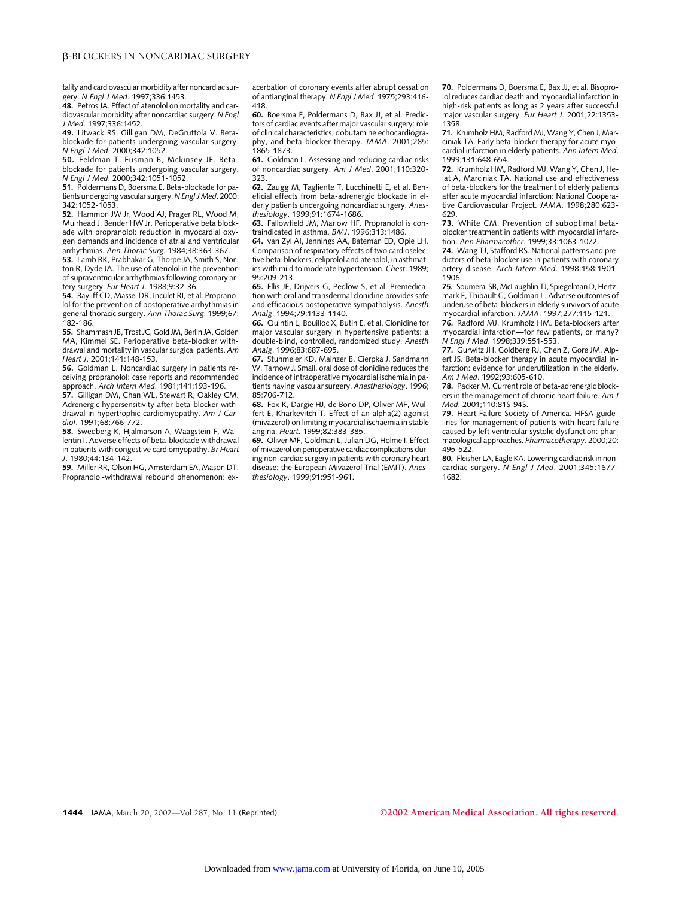tality and cardiovascular morbidity after noncardiac surgery. *N Engl J Med*. 1997;336:1453.

**48.** Petros JA. Effect of atenolol on mortality and cardiovascular morbidity after noncardiac surgery. *N Engl J Med*. 1997;336:1452.

**49.** Litwack RS, Gilligan DM, DeGruttola V. Beta-blockade for patients undergoing vascular surgery. *N Engl J Med*. 2000;342:1052.

**50.** Feldman T, Fusman B, Mckinsey JF. Beta-blockade for patients undergoing vascular surgery. *N Engl J Med*. 2000;342:1051-1052.

**51.** Poldermans D, Boersma E. Beta-blockade for patients undergoing vascular surgery. *N Engl J Med*. 2000; 342:1052-1053.

**52.** Hammon JW Jr, Wood AJ, Prager RL, Wood M, Muirhead J, Bender HW Jr. Perioperative beta blockade with propranolol: reduction in myocardial oxygen demands and incidence of atrial and ventricular arrhythmias. *Ann Thorac Surg*. 1984;38:363-367.

**53.** Lamb RK, Prabhakar G, Thorpe JA, Smith S, Norton R, Dyde JA. The use of atenolol in the prevention of supraventricular arrhythmias following coronary artery surgery. *Eur Heart J*. 1988;9:32-36.

**54.** Bayliff CD, Massel DR, Inculet RI, et al. Propranolol for the prevention of postoperative arrhythmias in general thoracic surgery. *Ann Thorac Surg*. 1999;67: 182-186.

**55.** Shammash JB, Trost JC, Gold JM, Berlin JA, Golden MA, Kimmel SE. Perioperative beta-blocker withdrawal and mortality in vascular surgical patients. *Am Heart J*. 2001;141:148-153.

**56.** Goldman L. Noncardiac surgery in patients receiving propranolol: case reports and recommended approach. *Arch Intern Med*. 1981;141:193-196.

**57.** Gilligan DM, Chan WL, Stewart R, Oakley CM. Adrenergic hypersensitivity after beta-blocker withdrawal in hypertrophic cardiomyopathy. *Am J Cardiol*. 1991;68:766-772.

**58.** Swedberg K, Hjalmarson A, Waagstein F, Wallentin I. Adverse effects of beta-blockade withdrawal in patients with congestive cardiomyopathy. *Br Heart J*. 1980;44:134-142.

**59.** Miller RR, Olson HG, Amsterdam EA, Mason DT. Propranolol-withdrawal rebound phenomenon: exacerbation of coronary events after abrupt cessation of antianginal therapy. *N Engl J Med*. 1975;293:416-418.

**60.** Boersma E, Poldermans D, Bax JJ, et al. Predictors of cardiac events after major vascular surgery: role of clinical characteristics, dobutamine echocardiography, and beta-blocker therapy. *JAMA*. 2001;285: 1865-1873.

**61.** Goldman L. Assessing and reducing cardiac risks of noncardiac surgery. *Am J Med*. 2001;110:320-323.

**62.** Zaugg M, Tagliente T, Lucchinetti E, et al. Beneficial effects from beta-adrenergic blockade in elderly patients undergoing noncardiac surgery. *Anesthesiology*. 1999;91:1674-1686.

**63.** Fallowfield JM, Marlow HF. Propranolol is contraindicated in asthma. *BMJ*. 1996;313:1486.

**64.** van Zyl AI, Jennings AA, Bateman ED, Opie LH. Comparison of respiratory effects of two cardioselective beta-blockers, celiprolol and atenolol, in asthmatics with mild to moderate hypertension. *Chest*. 1989; 95:209-213.

**65.** Ellis JE, Drijvers G, Pedlow S, et al. Premedication with oral and transdermal clonidine provides safe and efficacious postoperative sympatholysis. *Anesth Analg*. 1994;79:1133-1140.

**66.** Quintin L, Bouilloc X, Butin E, et al. Clonidine for major vascular surgery in hypertensive patients: a double-blind, controlled, randomized study. *Anesth Analg*. 1996;83:687-695.

**67.** Stuhmeier KD, Mainzer B, Cierpka J, Sandmann W, Tarnow J. Small, oral dose of clonidine reduces the incidence of intraoperative myocardial ischemia in patients having vascular surgery. *Anesthesiology*. 1996; 85:706-712.

**68.** Fox K, Dargie HJ, de Bono DP, Oliver MF, Wulfert E, Kharkevitch T. Effect of an alpha(2) agonist (mivazerol) on limiting myocardial ischaemia in stable angina. *Heart*. 1999;82:383-385.

**69.** Oliver MF, Goldman L, Julian DG, Holme I. Effect of mivazerol on perioperative cardiac complications during non-cardiac surgery in patients with coronary heart disease: the European Mivazerol Trial (EMIT). *Anesthesiology*. 1999;91:951-961.

**70.** Poldermans D, Boersma E, Bax JJ, et al. Bisoprolol reduces cardiac death and myocardial infarction in high-risk patients as long as 2 years after successful major vascular surgery. *Eur Heart J*. 2001;22:1353-1358.

**71.** Krumholz HM, Radford MJ, Wang Y, Chen J, Marciniak TA. Early beta-blocker therapy for acute myocardial infarction in elderly patients. *Ann Intern Med*. 1999;131:648-654.

**72.** Krumholz HM, Radford MJ, Wang Y, Chen J, Heiat A, Marciniak TA. National use and effectiveness of beta-blockers for the treatment of elderly patients after acute myocardial infarction: National Cooperative Cardiovascular Project. *JAMA*. 1998;280:623-629.

**73.** White CM. Prevention of suboptimal beta-blocker treatment in patients with myocardial infarction. *Ann Pharmacother*. 1999;33:1063-1072.

**74.** Wang TJ, Stafford RS. National patterns and predictors of beta-blocker use in patients with coronary artery disease. *Arch Intern Med*. 1998;158:1901-1906.

**75.** Soumerai SB, McLaughlin TJ, Spiegelman D, Hertzmark E, Thibault G, Goldman L. Adverse outcomes of underuse of beta-blockers in elderly survivors of acute myocardial infarction. *JAMA*. 1997;277:115-121.

**76.** Radford MJ, Krumholz HM. Beta-blockers after myocardial infarction—for few patients, or many? *N Engl J Med*. 1998;339:551-553.

**77.** Gurwitz JH, Goldberg RJ, Chen Z, Gore JM, Alpert JS. Beta-blocker therapy in acute myocardial infarction: evidence for underutilization in the elderly. *Am J Med*. 1992;93:605-610.

**78.** Packer M. Current role of beta-adrenergic blockers in the management of chronic heart failure. *Am J Med*. 2001;110:81S-94S.

**79.** Heart Failure Society of America. HFSA guidelines for management of patients with heart failure caused by left ventricular systolic dysfunction: pharmacological approaches. *Pharmacotherapy*. 2000;20: 495-522.

**80.** Fleisher LA, Eagle KA. Lowering cardiac risk in noncardiac surgery. *N Engl J Med*. 2001;345:1677-1682.